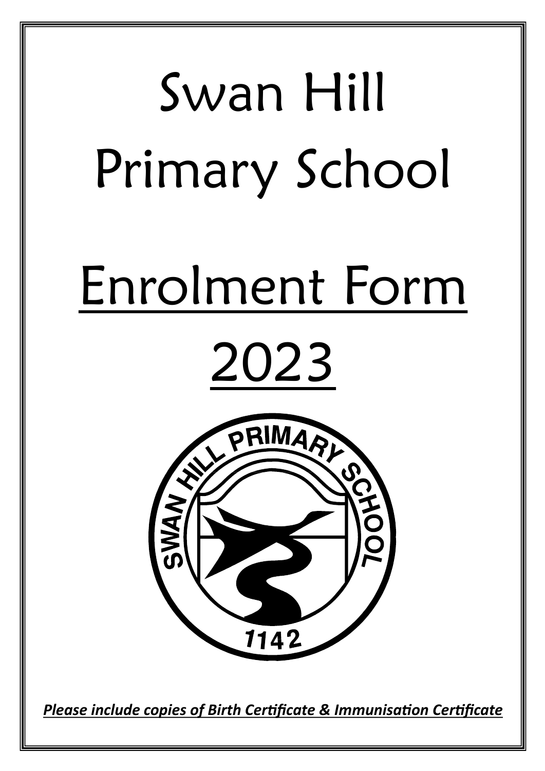# Swan Hill Primary School

# Enrolment Form

# 2023

***Please include copies of Birth Certificate & Immunisation Certificate***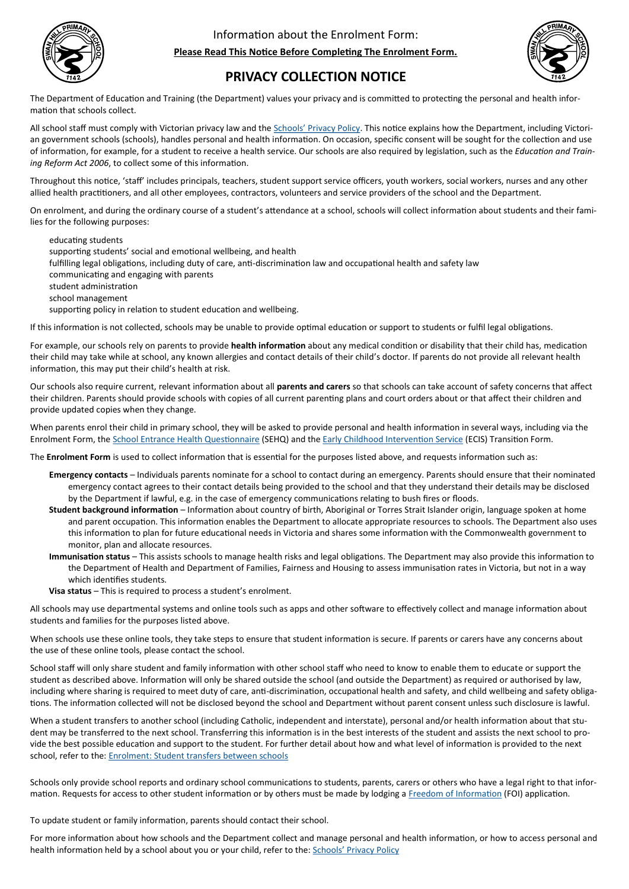Information about the Enrolment Form:

**Please Read This Notice Before Completing The Enrolment Form.**

# PRIVACY COLLECTION NOTICE

The Department of Education and Training (the Department) values your privacy and is committed to protecting the personal and health information that schools collect.

All school staff must comply with Victorian privacy law and the Schools' Privacy Policy. This notice explains how the Department, including Victorian government schools (schools), handles personal and health information. On occasion, specific consent will be sought for the collection and use of information, for example, for a student to receive a health service. Our schools are also required by legislation, such as the *Education and Training Reform Act 2006*, to collect some of this information.

Throughout this notice, 'staff' includes principals, teachers, student support service officers, youth workers, social workers, nurses and any other allied health practitioners, and all other employees, contractors, volunteers and service providers of the school and the Department.

On enrolment, and during the ordinary course of a student's attendance at a school, schools will collect information about students and their families for the following purposes:

- educating students
- supporting students' social and emotional wellbeing, and health
- fulfilling legal obligations, including duty of care, anti-discrimination law and occupational health and safety law
- communicating and engaging with parents
- student administration
- school management
- supporting policy in relation to student education and wellbeing.

If this information is not collected, schools may be unable to provide optimal education or support to students or fulfil legal obligations.

For example, our schools rely on parents to provide **health information** about any medical condition or disability that their child has, medication their child may take while at school, any known allergies and contact details of their child's doctor. If parents do not provide all relevant health information, this may put their child's health at risk.

Our schools also require current, relevant information about all **parents and carers** so that schools can take account of safety concerns that affect their children. Parents should provide schools with copies of all current parenting plans and court orders about or that affect their children and provide updated copies when they change.

When parents enrol their child in primary school, they will be asked to provide personal and health information in several ways, including via the Enrolment Form, the School Entrance Health Questionnaire (SEHQ) and the Early Childhood Intervention Service (ECIS) Transition Form.

The **Enrolment Form** is used to collect information that is essential for the purposes listed above, and requests information such as:

- **Emergency contacts** – Individuals parents nominate for a school to contact during an emergency. Parents should ensure that their nominated emergency contact agrees to their contact details being provided to the school and that they understand their details may be disclosed by the Department if lawful, e.g. in the case of emergency communications relating to bush fires or floods.
- **Student background information** – Information about country of birth, Aboriginal or Torres Strait Islander origin, language spoken at home and parent occupation. This information enables the Department to allocate appropriate resources to schools. The Department also uses this information to plan for future educational needs in Victoria and shares some information with the Commonwealth government to monitor, plan and allocate resources.
- **Immunisation status** – This assists schools to manage health risks and legal obligations. The Department may also provide this information to the Department of Health and Department of Families, Fairness and Housing to assess immunisation rates in Victoria, but not in a way which identifies students.
- **Visa status** – This is required to process a student's enrolment.

All schools may use departmental systems and online tools such as apps and other software to effectively collect and manage information about students and families for the purposes listed above.

When schools use these online tools, they take steps to ensure that student information is secure. If parents or carers have any concerns about the use of these online tools, please contact the school.

School staff will only share student and family information with other school staff who need to know to enable them to educate or support the student as described above. Information will only be shared outside the school (and outside the Department) as required or authorised by law, including where sharing is required to meet duty of care, anti-discrimination, occupational health and safety, and child wellbeing and safety obligations. The information collected will not be disclosed beyond the school and Department without parent consent unless such disclosure is lawful.

When a student transfers to another school (including Catholic, independent and interstate), personal and/or health information about that student may be transferred to the next school. Transferring this information is in the best interests of the student and assists the next school to provide the best possible education and support to the student. For further detail about how and what level of information is provided to the next school, refer to the: Enrolment: Student transfers between schools

Schools only provide school reports and ordinary school communications to students, parents, carers or others who have a legal right to that information. Requests for access to other student information or by others must be made by lodging a Freedom of Information (FOI) application.

To update student or family information, parents should contact their school.

For more information about how schools and the Department collect and manage personal and health information, or how to access personal and health information held by a school about you or your child, refer to the: Schools' Privacy Policy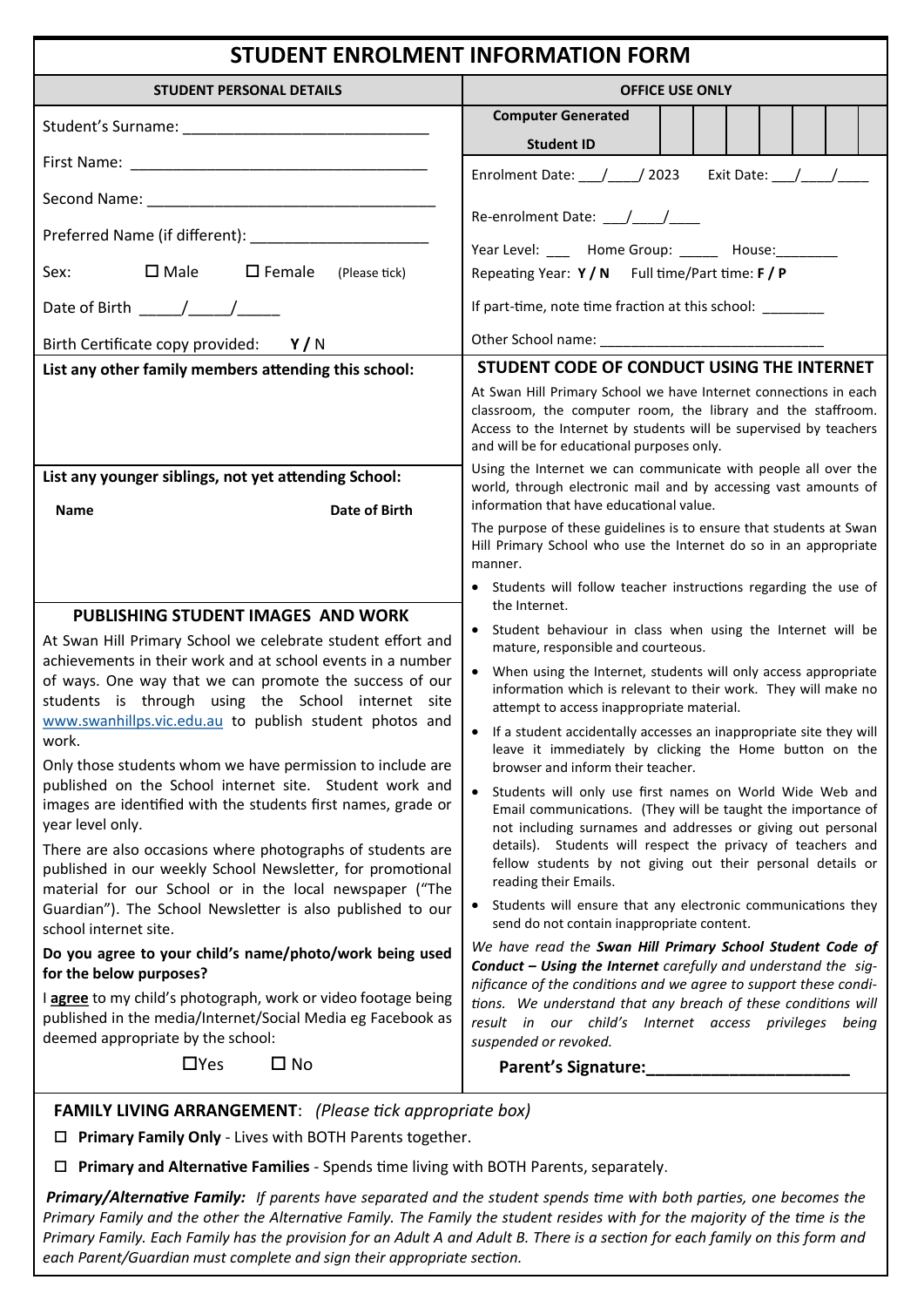# STUDENT ENROLMENT INFORMATION FORM

## STUDENT PERSONAL DETAILS

Student's Surname: ______________________________

First Name: ____________________________________

Second Name: __________________________________

Preferred Name (if different): ______________________

Sex: ☐ Male ☐ Female (Please tick)

Date of Birth _____/_____/_____

Birth Certificate copy provided: **Y /** N

**List any other family members attending this school:**

**List any younger siblings, not yet attending School:**

| Name | Date of Birth |
|---|---|
| | |

### PUBLISHING STUDENT IMAGES AND WORK

At Swan Hill Primary School we celebrate student effort and achievements in their work and at school events in a number of ways. One way that we can promote the success of our students is through using the School internet site www.swanhillps.vic.edu.au to publish student photos and work.

Only those students whom we have permission to include are published on the School internet site. Student work and images are identified with the students first names, grade or year level only.

There are also occasions where photographs of students are published in our weekly School Newsletter, for promotional material for our School or in the local newspaper ("The Guardian"). The School Newsletter is also published to our school internet site.

**Do you agree to your child's name/photo/work being used for the below purposes?**

I **agree** to my child's photograph, work or video footage being published in the media/Internet/Social Media eg Facebook as deemed appropriate by the school:

☐Yes ☐ No

## OFFICE USE ONLY

| **Computer Generated Student ID** | | | | | | | |
|---|---|---|---|---|---|---|---|

Enrolment Date: ___/____/ 2023 Exit Date: ___/____/____

Re-enrolment Date: ___/____/____

Year Level: ___ Home Group: _____ House:________

Repeating Year: **Y / N** Full time/Part time: **F / P**

If part-time, note time fraction at this school: ________

Other School name: ____________________________

### STUDENT CODE OF CONDUCT USING THE INTERNET

At Swan Hill Primary School we have Internet connections in each classroom, the computer room, the library and the staffroom. Access to the Internet by students will be supervised by teachers and will be for educational purposes only.

Using the Internet we can communicate with people all over the world, through electronic mail and by accessing vast amounts of information that have educational value.

The purpose of these guidelines is to ensure that students at Swan Hill Primary School who use the Internet do so in an appropriate manner.

- Students will follow teacher instructions regarding the use of the Internet.
- Student behaviour in class when using the Internet will be mature, responsible and courteous.
- When using the Internet, students will only access appropriate information which is relevant to their work. They will make no attempt to access inappropriate material.
- If a student accidentally accesses an inappropriate site they will leave it immediately by clicking the Home button on the browser and inform their teacher.
- Students will only use first names on World Wide Web and Email communications. (They will be taught the importance of not including surnames and addresses or giving out personal details). Students will respect the privacy of teachers and fellow students by not giving out their personal details or reading their Emails.
- Students will ensure that any electronic communications they send do not contain inappropriate content.

*We have read the **Swan Hill Primary School Student Code of Conduct – Using the Internet** carefully and understand the significance of the conditions and we agree to support these conditions. We understand that any breach of these conditions will result in our child's Internet access privileges being suspended or revoked.*

**Parent's Signature:______________________**

**FAMILY LIVING ARRANGEMENT**: *(Please tick appropriate box)*

☐ **Primary Family Only** - Lives with BOTH Parents together.

☐ **Primary and Alternative Families** - Spends time living with BOTH Parents, separately.

***Primary/Alternative Family:*** *If parents have separated and the student spends time with both parties, one becomes the Primary Family and the other the Alternative Family. The Family the student resides with for the majority of the time is the Primary Family. Each Family has the provision for an Adult A and Adult B. There is a section for each family on this form and each Parent/Guardian must complete and sign their appropriate section.*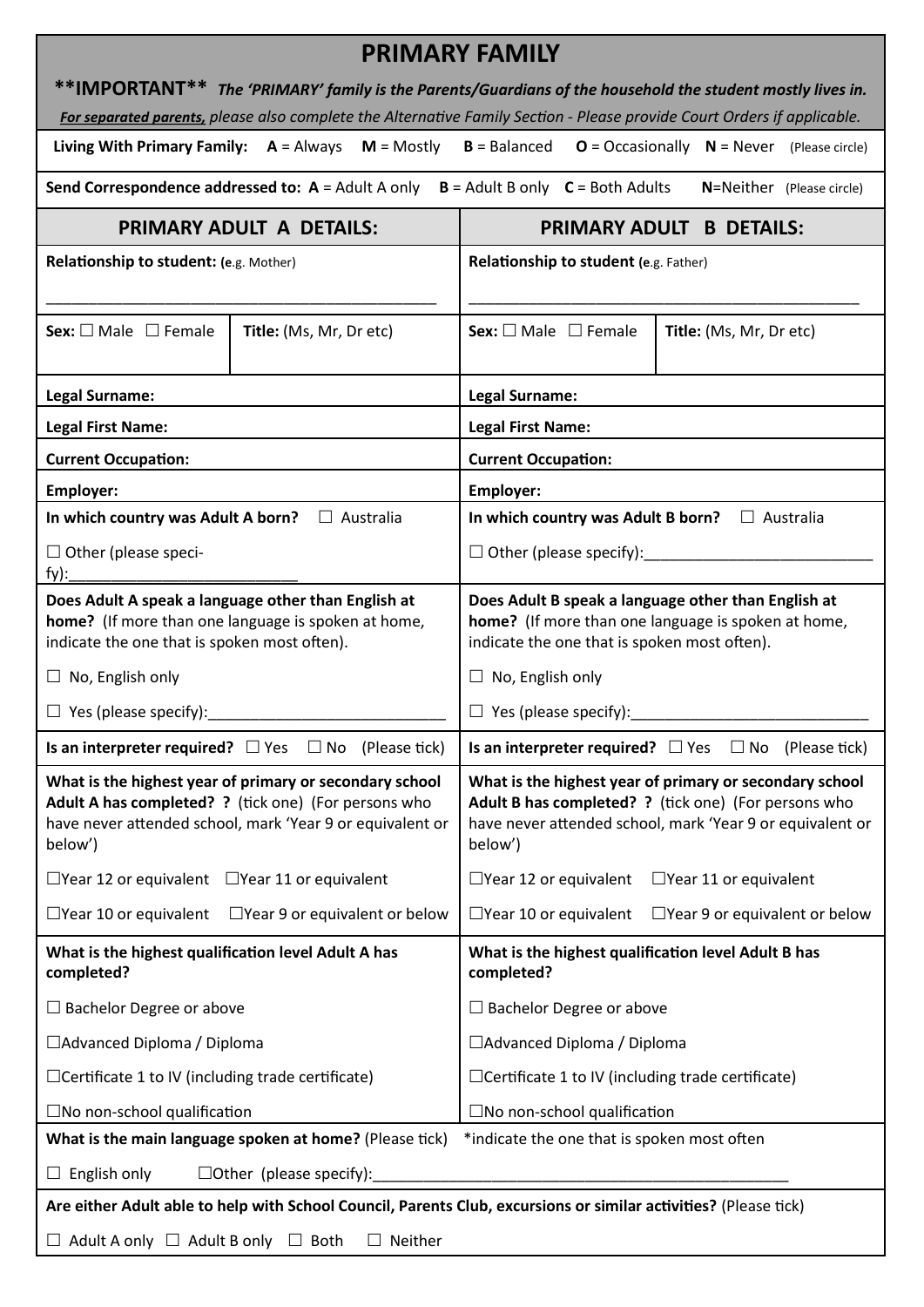# PRIMARY FAMILY

****IMPORTANT**** ***The 'PRIMARY' family is the Parents/Guardians of the household the student mostly lives in.***

***For separated parents,*** *please also complete the Alternative Family Section - Please provide Court Orders if applicable.*

**Living With Primary Family:** **A** = Always **M** = Mostly **B** = Balanced **O** = Occasionally **N** = Never (Please circle)

**Send Correspondence addressed to:** **A** = Adult A only **B** = Adult B only **C** = Both Adults **N**=Neither (Please circle)

| PRIMARY ADULT A DETAILS: | PRIMARY ADULT B DETAILS: |
|---|---|
| **Relationship to student: (e**.g. Mother) ______________________________________________ | **Relationship to student (e**.g. Father) ______________________________________________ |
| **Sex:** ☐ Male ☐ Female — **Title:** (Ms, Mr, Dr etc) | **Sex:** ☐ Male ☐ Female — **Title:** (Ms, Mr, Dr etc) |
| **Legal Surname:** | **Legal Surname:** |
| **Legal First Name:** | **Legal First Name:** |
| **Current Occupation:** | **Current Occupation:** |
| **Employer:** | **Employer:** |
| **In which country was Adult A born?** ☐ Australia<br>☐ Other (please specify):__________________________ | **In which country was Adult B born?** ☐ Australia<br>☐ Other (please specify):__________________________ |
| **Does Adult A speak a language other than English at home?** (If more than one language is spoken at home, indicate the one that is spoken most often).<br>☐ No, English only<br>☐ Yes (please specify):____________________________ | **Does Adult B speak a language other than English at home?** (If more than one language is spoken at home, indicate the one that is spoken most often).<br>☐ No, English only<br>☐ Yes (please specify):____________________________ |
| **Is an interpreter required?** ☐ Yes ☐ No (Please tick) | **Is an interpreter required?** ☐ Yes ☐ No (Please tick) |
| **What is the highest year of primary or secondary school Adult A has completed? ?** (tick one) (For persons who have never attended school, mark 'Year 9 or equivalent or below')<br>☐Year 12 or equivalent ☐Year 11 or equivalent<br>☐Year 10 or equivalent ☐Year 9 or equivalent or below | **What is the highest year of primary or secondary school Adult B has completed? ?** (tick one) (For persons who have never attended school, mark 'Year 9 or equivalent or below')<br>☐Year 12 or equivalent ☐Year 11 or equivalent<br>☐Year 10 or equivalent ☐Year 9 or equivalent or below |
| **What is the highest qualification level Adult A has completed?**<br>☐ Bachelor Degree or above<br>☐Advanced Diploma / Diploma<br>☐Certificate 1 to IV (including trade certificate)<br>☐No non-school qualification | **What is the highest qualification level Adult B has completed?**<br>☐ Bachelor Degree or above<br>☐Advanced Diploma / Diploma<br>☐Certificate 1 to IV (including trade certificate)<br>☐No non-school qualification |

**What is the main language spoken at home?** (Please tick) *indicate the one that is spoken most often

☐ English only ☐Other (please specify):__________________________________________________

**Are either Adult able to help with School Council, Parents Club, excursions or similar activities?** (Please tick)

☐ Adult A only ☐ Adult B only ☐ Both ☐ Neither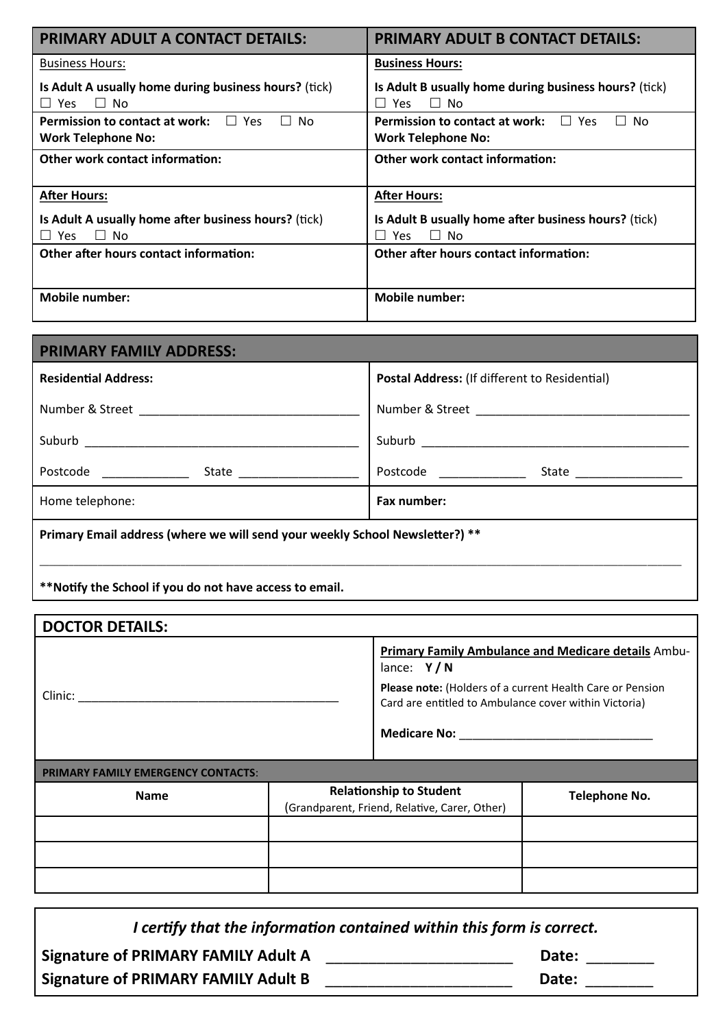| PRIMARY ADULT A CONTACT DETAILS: | PRIMARY ADULT B CONTACT DETAILS: |
|---|---|
| Business Hours:<br><br>**Is Adult A usually home during business hours?** (tick)<br>☐ Yes ☐ No | **Business Hours:**<br><br>**Is Adult B usually home during business hours?** (tick)<br>☐ Yes ☐ No |
| **Permission to contact at work:** ☐ Yes ☐ No<br>**Work Telephone No:** | **Permission to contact at work:** ☐ Yes ☐ No<br>**Work Telephone No:** |
| **Other work contact information:** | **Other work contact information:** |
| **After Hours:**<br><br>**Is Adult A usually home after business hours?** (tick)<br>☐ Yes ☐ No | **After Hours:**<br><br>**Is Adult B usually home after business hours?** (tick)<br>☐ Yes ☐ No |
| **Other after hours contact information:** | **Other after hours contact information:** |
| **Mobile number:** | **Mobile number:** |

## PRIMARY FAMILY ADDRESS:

| **Residential Address:** | **Postal Address:** (If different to Residential) |
|---|---|
| Number & Street ________________________________ | Number & Street ________________________________ |
| Suburb ________________________________________ | Suburb ________________________________________ |
| Postcode ____________ State _________________ | Postcode ____________ State _______________ |
| Home telephone: | **Fax number:** |

**Primary Email address (where we will send your weekly School Newsletter?) \*\***

___________________________________________________________________________________________

**\*\*Notify the School if you do not have access to email.**

## DOCTOR DETAILS:

Clinic: ________________________________________

**Primary Family Ambulance and Medicare details** Ambulance: **Y / N**

**Please note:** (Holders of a current Health Care or Pension Card are entitled to Ambulance cover within Victoria)

**Medicare No:** _____________________________

**PRIMARY FAMILY EMERGENCY CONTACTS**:

| Name | Relationship to Student<br>(Grandparent, Friend, Relative, Carer, Other) | Telephone No. |
|---|---|---|
| | | |
| | | |
| | | |

*I certify that the information contained within this form is correct.*

**Signature of PRIMARY FAMILY Adult A** ______________________ **Date:** ________

**Signature of PRIMARY FAMILY Adult B** ______________________ **Date:** ________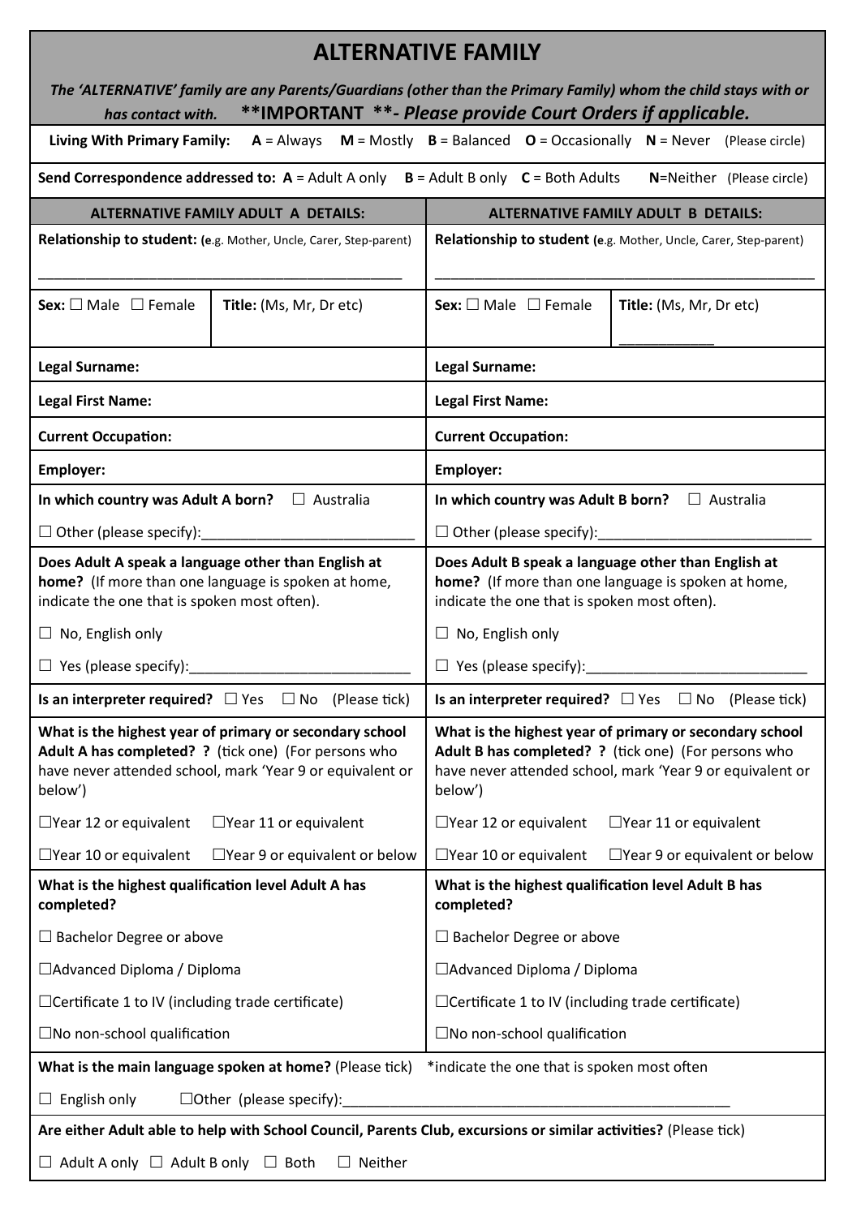# ALTERNATIVE FAMILY

***The 'ALTERNATIVE' family are any Parents/Guardians (other than the Primary Family) whom the child stays with or has contact with.*** **\*\*IMPORTANT \*\*- *Please provide Court Orders if applicable.***

**Living With Primary Family:** **A** = Always **M** = Mostly **B** = Balanced **O** = Occasionally **N** = Never (Please circle)

**Send Correspondence addressed to:** **A** = Adult A only **B** = Adult B only **C** = Both Adults **N**=Neither (Please circle)

| ALTERNATIVE FAMILY ADULT A DETAILS: | ALTERNATIVE FAMILY ADULT B DETAILS: |
|---|---|
| **Relationship to student:** (e.g. Mother, Uncle, Carer, Step-parent) ______________________________ | **Relationship to student** (e.g. Mother, Uncle, Carer, Step-parent) ______________________________ |
| **Sex:** ☐ Male ☐ Female — **Title:** (Ms, Mr, Dr etc) | **Sex:** ☐ Male ☐ Female — **Title:** (Ms, Mr, Dr etc) ____________ |
| **Legal Surname:** | **Legal Surname:** |
| **Legal First Name:** | **Legal First Name:** |
| **Current Occupation:** | **Current Occupation:** |
| **Employer:** | **Employer:** |
| **In which country was Adult A born?** ☐ Australia | **In which country was Adult B born?** ☐ Australia |
| ☐ Other (please specify):__________________________ | ☐ Other (please specify):__________________________ |
| **Does Adult A speak a language other than English at home?** (If more than one language is spoken at home, indicate the one that is spoken most often). | **Does Adult B speak a language other than English at home?** (If more than one language is spoken at home, indicate the one that is spoken most often). |
| ☐ No, English only | ☐ No, English only |
| ☐ Yes (please specify):__________________________ | ☐ Yes (please specify):__________________________ |
| **Is an interpreter required?** ☐ Yes ☐ No (Please tick) | **Is an interpreter required?** ☐ Yes ☐ No (Please tick) |
| **What is the highest year of primary or secondary school Adult A has completed? ?** (tick one) (For persons who have never attended school, mark 'Year 9 or equivalent or below') | **What is the highest year of primary or secondary school Adult B has completed? ?** (tick one) (For persons who have never attended school, mark 'Year 9 or equivalent or below') |
| ☐Year 12 or equivalent ☐Year 11 or equivalent | ☐Year 12 or equivalent ☐Year 11 or equivalent |
| ☐Year 10 or equivalent ☐Year 9 or equivalent or below | ☐Year 10 or equivalent ☐Year 9 or equivalent or below |
| **What is the highest qualification level Adult A has completed?** | **What is the highest qualification level Adult B has completed?** |
| ☐ Bachelor Degree or above | ☐ Bachelor Degree or above |
| ☐Advanced Diploma / Diploma | ☐Advanced Diploma / Diploma |
| ☐Certificate 1 to IV (including trade certificate) | ☐Certificate 1 to IV (including trade certificate) |
| ☐No non-school qualification | ☐No non-school qualification |

**What is the main language spoken at home?** (Please tick) \*indicate the one that is spoken most often

☐ English only ☐Other (please specify):__________________________________________________

**Are either Adult able to help with School Council, Parents Club, excursions or similar activities?** (Please tick)

☐ Adult A only ☐ Adult B only ☐ Both ☐ Neither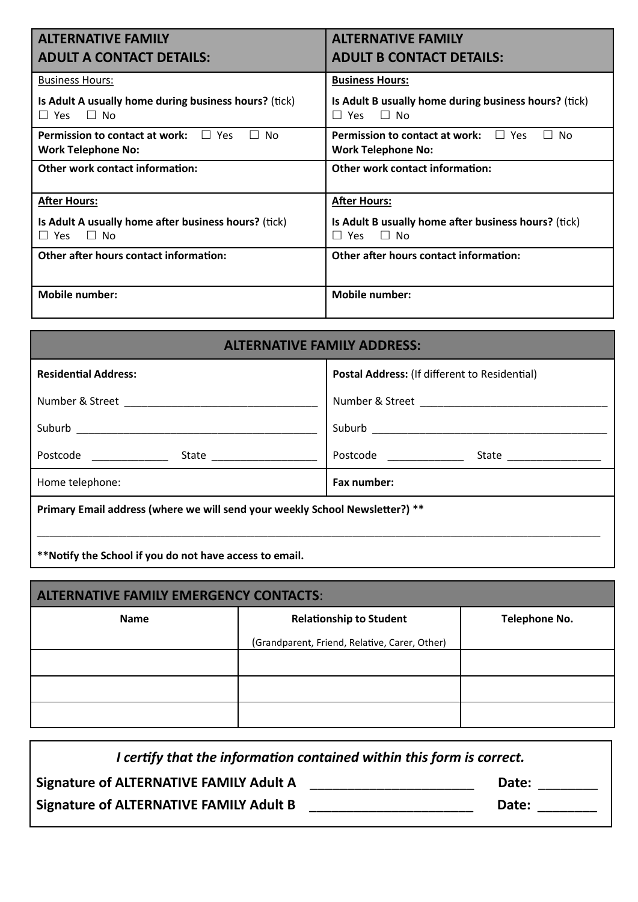| **ALTERNATIVE FAMILY ADULT A CONTACT DETAILS:** | **ALTERNATIVE FAMILY ADULT B CONTACT DETAILS:** |
|---|---|
| Business Hours:<br>**Is Adult A usually home during business hours?** (tick)<br>☐ Yes ☐ No | **Business Hours:**<br>**Is Adult B usually home during business hours?** (tick)<br>☐ Yes ☐ No |
| **Permission to contact at work:** ☐ Yes ☐ No<br>**Work Telephone No:** | **Permission to contact at work:** ☐ Yes ☐ No<br>**Work Telephone No:** |
| **Other work contact information:** | **Other work contact information:** |
| **After Hours:**<br>**Is Adult A usually home after business hours?** (tick)<br>☐ Yes ☐ No | **After Hours:**<br>**Is Adult B usually home after business hours?** (tick)<br>☐ Yes ☐ No |
| **Other after hours contact information:** | **Other after hours contact information:** |
| **Mobile number:** | **Mobile number:** |

| **ALTERNATIVE FAMILY ADDRESS:** | |
|---|---|
| **Residential Address:**<br>Number & Street ________________________________<br>Suburb ________________________________________<br>Postcode ____________ State _________________ | **Postal Address:** (If different to Residential)<br>Number & Street _______________________________<br>Suburb ________________________________________<br>Postcode ____________ State _______________ |
| Home telephone: | **Fax number:** |
| **Primary Email address (where we will send your weekly School Newsletter?) \*\***<br>______________________________________________________________________<br>**\*\*Notify the School if you do not have access to email.** | |

**ALTERNATIVE FAMILY EMERGENCY CONTACTS**:

| **Name** | **Relationship to Student**<br>(Grandparent, Friend, Relative, Carer, Other) | **Telephone No.** |
|---|---|---|
| | | |
| | | |
| | | |

*I certify that the information contained within this form is correct.*

**Signature of ALTERNATIVE FAMILY Adult A** ______________________ **Date:** ________

**Signature of ALTERNATIVE FAMILY Adult B** ______________________ **Date:** ________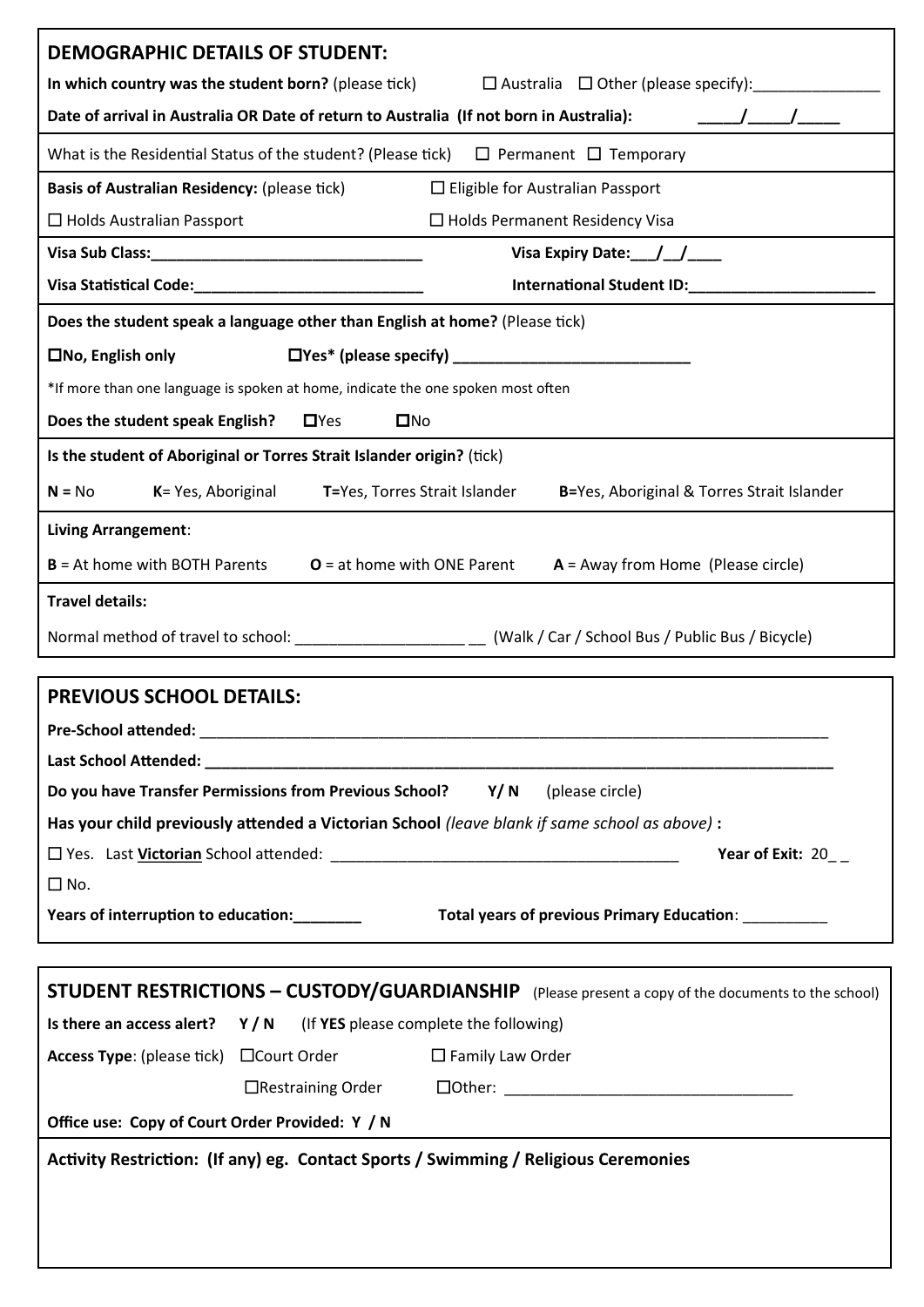## DEMOGRAPHIC DETAILS OF STUDENT:

**In which country was the student born?** (please tick) ☐ Australia ☐ Other (please specify):_______________

**Date of arrival in Australia OR Date of return to Australia (If not born in Australia):** _____/_____/_____

What is the Residential Status of the student? (Please tick) ☐ Permanent ☐ Temporary

**Basis of Australian Residency:** (please tick) ☐ Eligible for Australian Passport

☐ Holds Australian Passport ☐ Holds Permanent Residency Visa

**Visa Sub Class:**________________________________ **Visa Expiry Date:**___/__/____

**Visa Statistical Code:**___________________________ **International Student ID:**______________________

**Does the student speak a language other than English at home?** (Please tick)

**☐No, English only** **☐Yes* (please specify)** ___________________________

*If more than one language is spoken at home, indicate the one spoken most often

**Does the student speak English?** ☐Yes ☐No

**Is the student of Aboriginal or Torres Strait Islander origin?** (tick)

**N =** No **K**= Yes, Aboriginal **T=**Yes, Torres Strait Islander **B=**Yes, Aboriginal & Torres Strait Islander

**Living Arrangement**:

**B** = At home with BOTH Parents **O** = at home with ONE Parent **A** = Away from Home (Please circle)

**Travel details:**

Normal method of travel to school: ____________________ __ (Walk / Car / School Bus / Public Bus / Bicycle)

## PREVIOUS SCHOOL DETAILS:

**Pre-School attended:** ___________________________________________________________________________

**Last School Attended:** __________________________________________________________________________

**Do you have Transfer Permissions from Previous School?** **Y/ N** (please circle)

**Has your child previously attended a Victorian School** *(leave blank if same school as above)* **:**

☐ Yes. Last **Victorian** School attended: _________________________________________ **Year of Exit:** 20_ _

☐ No.

**Years of interruption to education:________** **Total years of previous Primary Education**: __________

## STUDENT RESTRICTIONS – CUSTODY/GUARDIANSHIP (Please present a copy of the documents to the school)

**Is there an access alert?** **Y / N** (If **YES** please complete the following)

**Access Type**: (please tick) ☐Court Order ☐ Family Law Order

☐Restraining Order ☐Other: __________________________________

**Office use: Copy of Court Order Provided: Y / N**

**Activity Restriction: (If any) eg. Contact Sports / Swimming / Religious Ceremonies**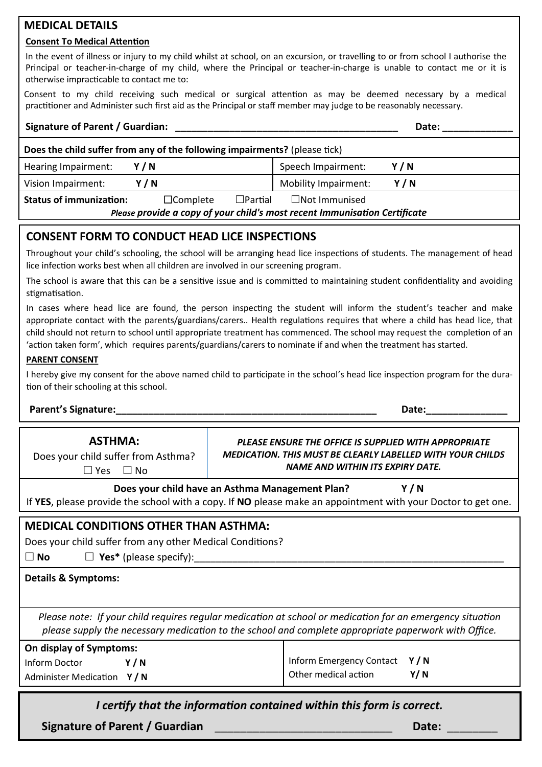## MEDICAL DETAILS

**Consent To Medical Attention**

In the event of illness or injury to my child whilst at school, on an excursion, or travelling to or from school I authorise the Principal or teacher-in-charge of my child, where the Principal or teacher-in-charge is unable to contact me or it is otherwise impracticable to contact me to:

Consent to my child receiving such medical or surgical attention as may be deemed necessary by a medical practitioner and Administer such first aid as the Principal or staff member may judge to be reasonably necessary.

**Signature of Parent / Guardian:** ________________________________________ **Date:** ____________

**Does the child suffer from any of the following impairments?** (please tick)

| | |
|---|---|
| Hearing Impairment: **Y / N** | Speech Impairment: **Y / N** |
| Vision Impairment: **Y / N** | Mobility Impairment: **Y / N** |

**Status of immunization:** ☐Complete ☐Partial ☐Not Immunised

***Please provide a copy of your child's most recent Immunisation Certificate***

## CONSENT FORM TO CONDUCT HEAD LICE INSPECTIONS

Throughout your child's schooling, the school will be arranging head lice inspections of students. The management of head lice infection works best when all children are involved in our screening program.

The school is aware that this can be a sensitive issue and is committed to maintaining student confidentiality and avoiding stigmatisation.

In cases where head lice are found, the person inspecting the student will inform the student's teacher and make appropriate contact with the parents/guardians/carers.. Health regulations requires that where a child has head lice, that child should not return to school until appropriate treatment has commenced. The school may request the completion of an 'action taken form', which requires parents/guardians/carers to nominate if and when the treatment has started.

**PARENT CONSENT**

I hereby give my consent for the above named child to participate in the school's head lice inspection program for the duration of their schooling at this school.

**Parent's Signature:**______________________________________________ **Date:**______________

### ASTHMA:

Does your child suffer from Asthma?

☐ Yes ☐ No

***PLEASE ENSURE THE OFFICE IS SUPPLIED WITH APPROPRIATE MEDICATION. THIS MUST BE CLEARLY LABELLED WITH YOUR CHILDS NAME AND WITHIN ITS EXPIRY DATE.***

**Does your child have an Asthma Management Plan? Y / N**

If **YES**, please provide the school with a copy. If **NO** please make an appointment with your Doctor to get one.

## MEDICAL CONDITIONS OTHER THAN ASTHMA:

Does your child suffer from any other Medical Conditions?

☐ **No** ☐ **Yes*** (please specify):_______________________________________________________

**Details & Symptoms:**

*Please note: If your child requires regular medication at school or medication for an emergency situation please supply the necessary medication to the school and complete appropriate paperwork with Office.*

**On display of Symptoms:**

| | |
|---|---|
| Inform Doctor **Y / N** | Inform Emergency Contact **Y / N** |
| Administer Medication **Y / N** | Other medical action **Y/ N** |

***I certify that the information contained within this form is correct.***

**Signature of Parent / Guardian** ____________________________ **Date:** ________